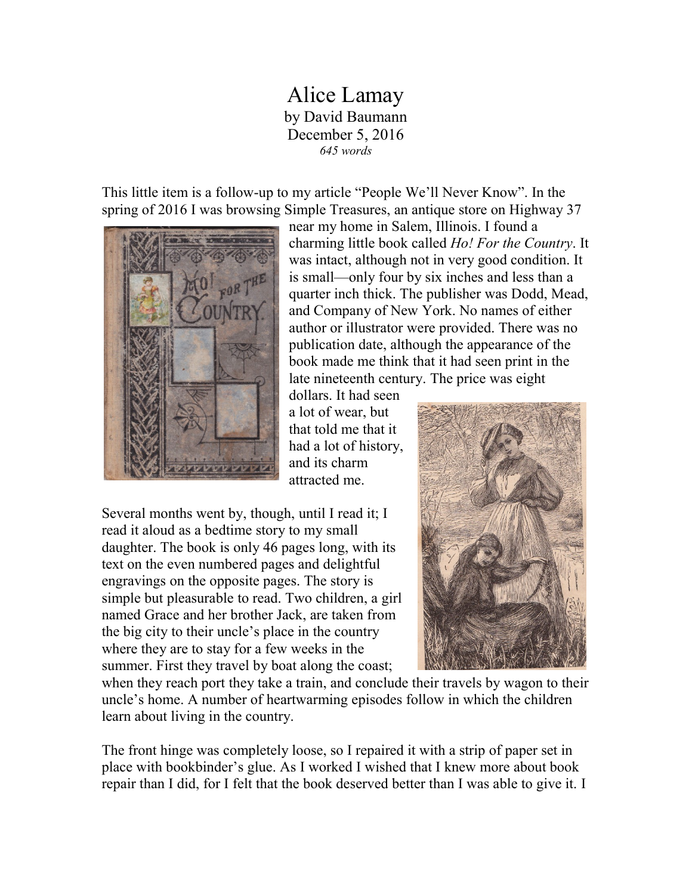# Alice Lamay

by David Baumann
December 5, 2016
*645 words*

This little item is a follow-up to my article "People We'll Never Know". In the spring of 2016 I was browsing Simple Treasures, an antique store on Highway 37 near my home in Salem, Illinois. I found a charming little book called *Ho! For the Country*. It was intact, although not in very good condition. It is small—only four by six inches and less than a quarter inch thick. The publisher was Dodd, Mead, and Company of New York. No names of either author or illustrator were provided. There was no publication date, although the appearance of the book made me think that it had seen print in the late nineteenth century. The price was eight dollars. It had seen a lot of wear, but that told me that it had a lot of history, and its charm attracted me.

Several months went by, though, until I read it; I read it aloud as a bedtime story to my small daughter. The book is only 46 pages long, with its text on the even numbered pages and delightful engravings on the opposite pages. The story is simple but pleasurable to read. Two children, a girl named Grace and her brother Jack, are taken from the big city to their uncle's place in the country where they are to stay for a few weeks in the summer. First they travel by boat along the coast; when they reach port they take a train, and conclude their travels by wagon to their uncle's home. A number of heartwarming episodes follow in which the children learn about living in the country.

The front hinge was completely loose, so I repaired it with a strip of paper set in place with bookbinder's glue. As I worked I wished that I knew more about book repair than I did, for I felt that the book deserved better than I was able to give it. I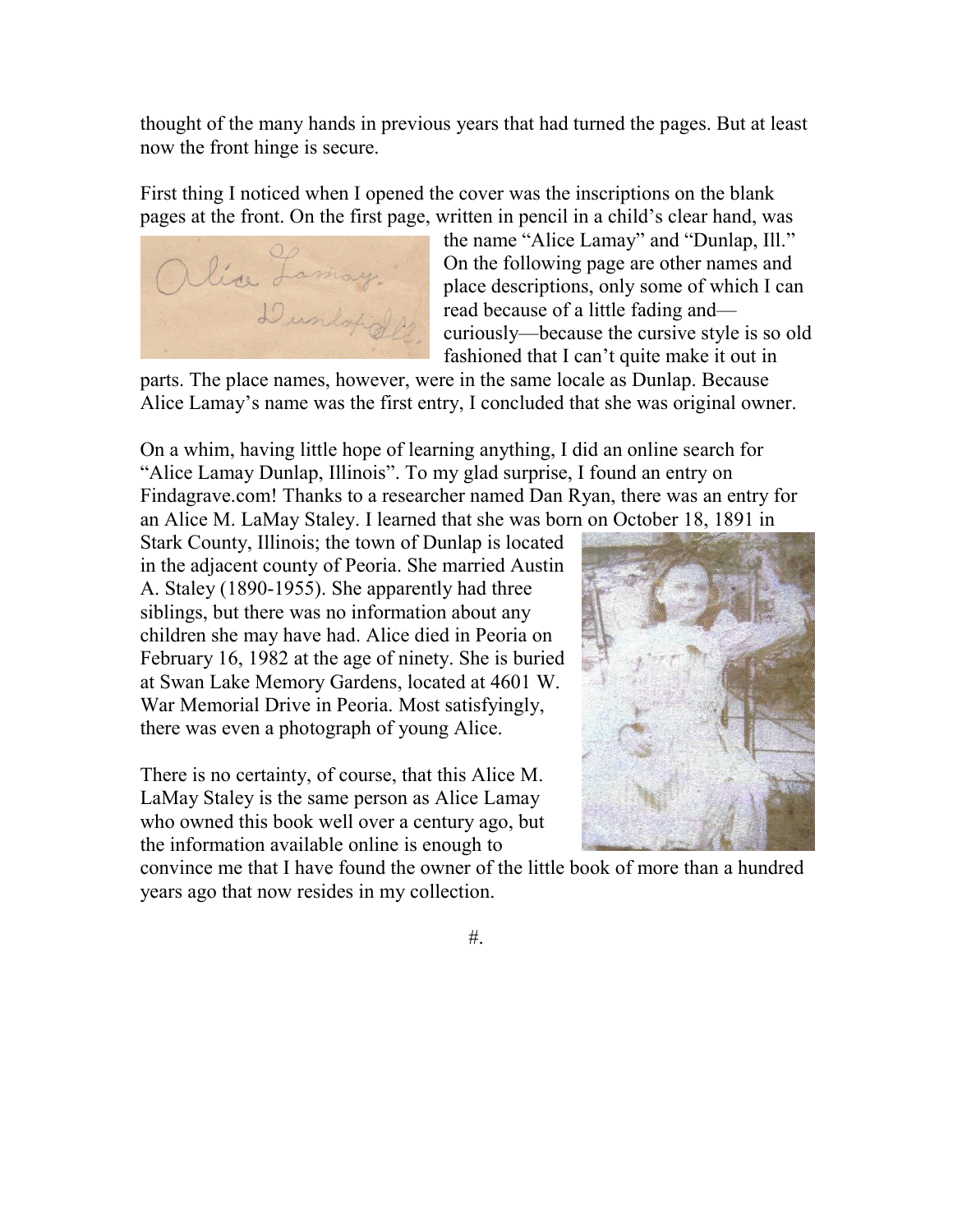thought of the many hands in previous years that had turned the pages. But at least now the front hinge is secure.

First thing I noticed when I opened the cover was the inscriptions on the blank pages at the front. On the first page, written in pencil in a child's clear hand, was the name "Alice Lamay" and "Dunlap, Ill." On the following page are other names and place descriptions, only some of which I can read because of a little fading and—curiously—because the cursive style is so old fashioned that I can't quite make it out in parts. The place names, however, were in the same locale as Dunlap. Because Alice Lamay's name was the first entry, I concluded that she was original owner.

On a whim, having little hope of learning anything, I did an online search for "Alice Lamay Dunlap, Illinois". To my glad surprise, I found an entry on Findagrave.com! Thanks to a researcher named Dan Ryan, there was an entry for an Alice M. LaMay Staley. I learned that she was born on October 18, 1891 in Stark County, Illinois; the town of Dunlap is located in the adjacent county of Peoria. She married Austin A. Staley (1890-1955). She apparently had three siblings, but there was no information about any children she may have had. Alice died in Peoria on February 16, 1982 at the age of ninety. She is buried at Swan Lake Memory Gardens, located at 4601 W. War Memorial Drive in Peoria. Most satisfyingly, there was even a photograph of young Alice.

There is no certainty, of course, that this Alice M. LaMay Staley is the same person as Alice Lamay who owned this book well over a century ago, but the information available online is enough to convince me that I have found the owner of the little book of more than a hundred years ago that now resides in my collection.

#.